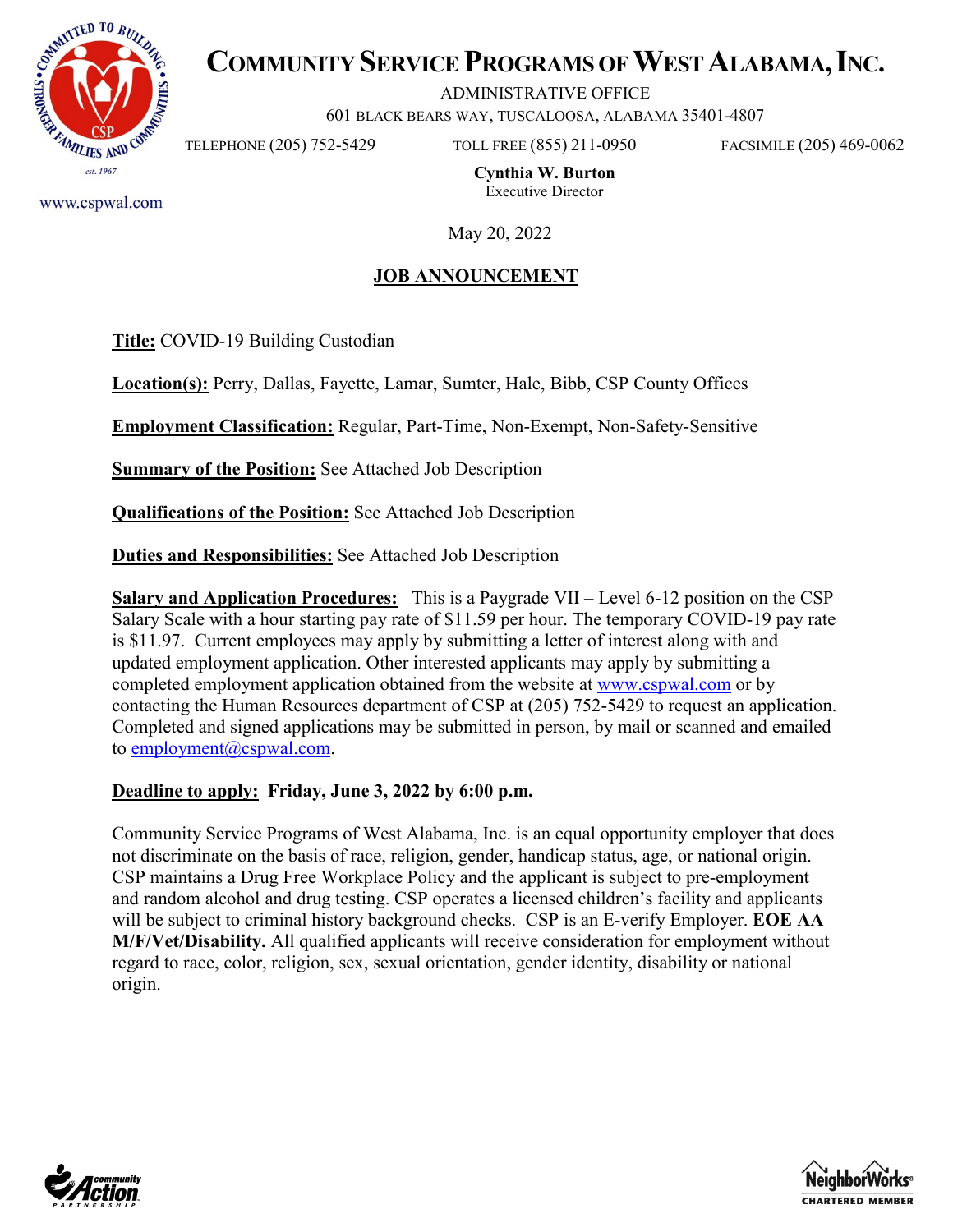# COMMUNITY SERVICE PROGRAMS OF WEST ALABAMA, INC.

ADMINISTRATIVE OFFICE
601 BLACK BEARS WAY, TUSCALOOSA, ALABAMA 35401-4807

TELEPHONE (205) 752-5429 TOLL FREE (855) 211-0950 FACSIMILE (205) 469-0062

www.cspwal.com

**Cynthia W. Burton**
Executive Director

May 20, 2022

## JOB ANNOUNCEMENT

**Title:** COVID-19 Building Custodian

**Location(s):** Perry, Dallas, Fayette, Lamar, Sumter, Hale, Bibb, CSP County Offices

**Employment Classification:** Regular, Part-Time, Non-Exempt, Non-Safety-Sensitive

**Summary of the Position:** See Attached Job Description

**Qualifications of the Position:** See Attached Job Description

**Duties and Responsibilities:** See Attached Job Description

**Salary and Application Procedures:** This is a Paygrade VII – Level 6-12 position on the CSP Salary Scale with a hour starting pay rate of $11.59 per hour. The temporary COVID-19 pay rate is $11.97. Current employees may apply by submitting a letter of interest along with and updated employment application. Other interested applicants may apply by submitting a completed employment application obtained from the website at www.cspwal.com or by contacting the Human Resources department of CSP at (205) 752-5429 to request an application. Completed and signed applications may be submitted in person, by mail or scanned and emailed to employment@cspwal.com.

**Deadline to apply:** **Friday, June 3, 2022 by 6:00 p.m.**

Community Service Programs of West Alabama, Inc. is an equal opportunity employer that does not discriminate on the basis of race, religion, gender, handicap status, age, or national origin. CSP maintains a Drug Free Workplace Policy and the applicant is subject to pre-employment and random alcohol and drug testing. CSP operates a licensed children's facility and applicants will be subject to criminal history background checks. CSP is an E-verify Employer. **EOE AA M/F/Vet/Disability.** All qualified applicants will receive consideration for employment without regard to race, color, religion, sex, sexual orientation, gender identity, disability or national origin.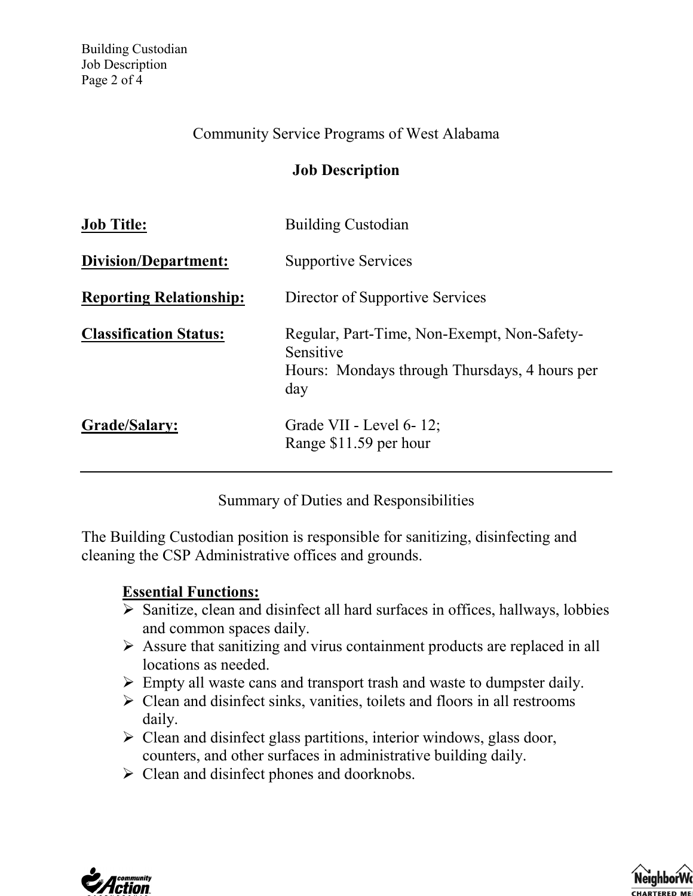Community Service Programs of West Alabama

**Job Description**

| | |
|---|---|
| **Job Title:** | Building Custodian |
| **Division/Department:** | Supportive Services |
| **Reporting Relationship:** | Director of Supportive Services |
| **Classification Status:** | Regular, Part-Time, Non-Exempt, Non-Safety-Sensitive<br>Hours: Mondays through Thursdays, 4 hours per day |
| **Grade/Salary:** | Grade VII - Level 6- 12;<br>Range $11.59 per hour |

---

Summary of Duties and Responsibilities

The Building Custodian position is responsible for sanitizing, disinfecting and cleaning the CSP Administrative offices and grounds.

**Essential Functions:**

- Sanitize, clean and disinfect all hard surfaces in offices, hallways, lobbies and common spaces daily.
- Assure that sanitizing and virus containment products are replaced in all locations as needed.
- Empty all waste cans and transport trash and waste to dumpster daily.
- Clean and disinfect sinks, vanities, toilets and floors in all restrooms daily.
- Clean and disinfect glass partitions, interior windows, glass door, counters, and other surfaces in administrative building daily.
- Clean and disinfect phones and doorknobs.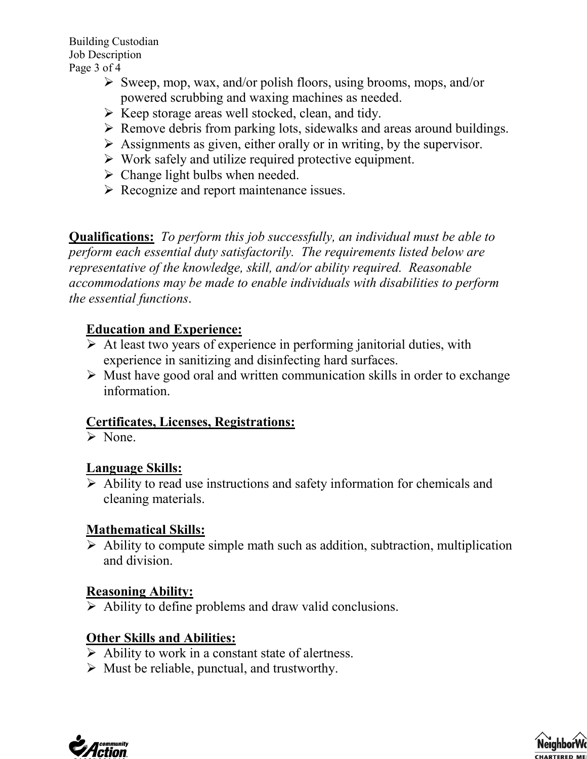- Sweep, mop, wax, and/or polish floors, using brooms, mops, and/or powered scrubbing and waxing machines as needed.
- Keep storage areas well stocked, clean, and tidy.
- Remove debris from parking lots, sidewalks and areas around buildings.
- Assignments as given, either orally or in writing, by the supervisor.
- Work safely and utilize required protective equipment.
- Change light bulbs when needed.
- Recognize and report maintenance issues.

**Qualifications:** *To perform this job successfully, an individual must be able to perform each essential duty satisfactorily. The requirements listed below are representative of the knowledge, skill, and/or ability required. Reasonable accommodations may be made to enable individuals with disabilities to perform the essential functions*.

**Education and Experience:**

- At least two years of experience in performing janitorial duties, with experience in sanitizing and disinfecting hard surfaces.
- Must have good oral and written communication skills in order to exchange information.

**Certificates, Licenses, Registrations:**

- None.

**Language Skills:**

- Ability to read use instructions and safety information for chemicals and cleaning materials.

**Mathematical Skills:**

- Ability to compute simple math such as addition, subtraction, multiplication and division.

**Reasoning Ability:**

- Ability to define problems and draw valid conclusions.

**Other Skills and Abilities:**

- Ability to work in a constant state of alertness.
- Must be reliable, punctual, and trustworthy.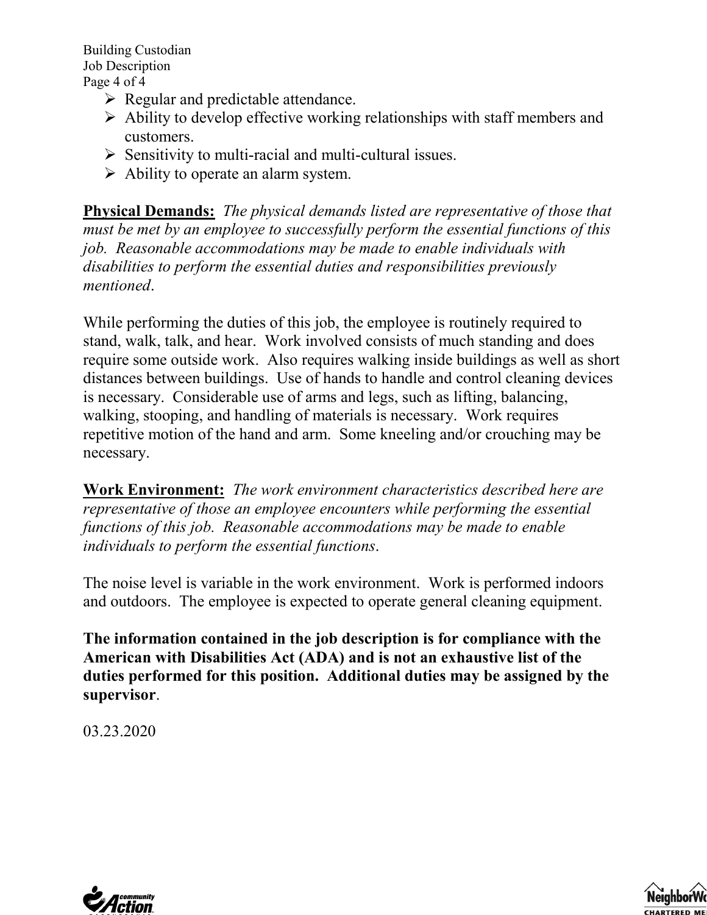- Regular and predictable attendance.
- Ability to develop effective working relationships with staff members and customers.
- Sensitivity to multi-racial and multi-cultural issues.
- Ability to operate an alarm system.

**Physical Demands:** *The physical demands listed are representative of those that must be met by an employee to successfully perform the essential functions of this job. Reasonable accommodations may be made to enable individuals with disabilities to perform the essential duties and responsibilities previously mentioned*.

While performing the duties of this job, the employee is routinely required to stand, walk, talk, and hear. Work involved consists of much standing and does require some outside work. Also requires walking inside buildings as well as short distances between buildings. Use of hands to handle and control cleaning devices is necessary. Considerable use of arms and legs, such as lifting, balancing, walking, stooping, and handling of materials is necessary. Work requires repetitive motion of the hand and arm. Some kneeling and/or crouching may be necessary.

**Work Environment:** *The work environment characteristics described here are representative of those an employee encounters while performing the essential functions of this job. Reasonable accommodations may be made to enable individuals to perform the essential functions*.

The noise level is variable in the work environment. Work is performed indoors and outdoors. The employee is expected to operate general cleaning equipment.

**The information contained in the job description is for compliance with the American with Disabilities Act (ADA) and is not an exhaustive list of the duties performed for this position. Additional duties may be assigned by the supervisor**.

03.23.2020